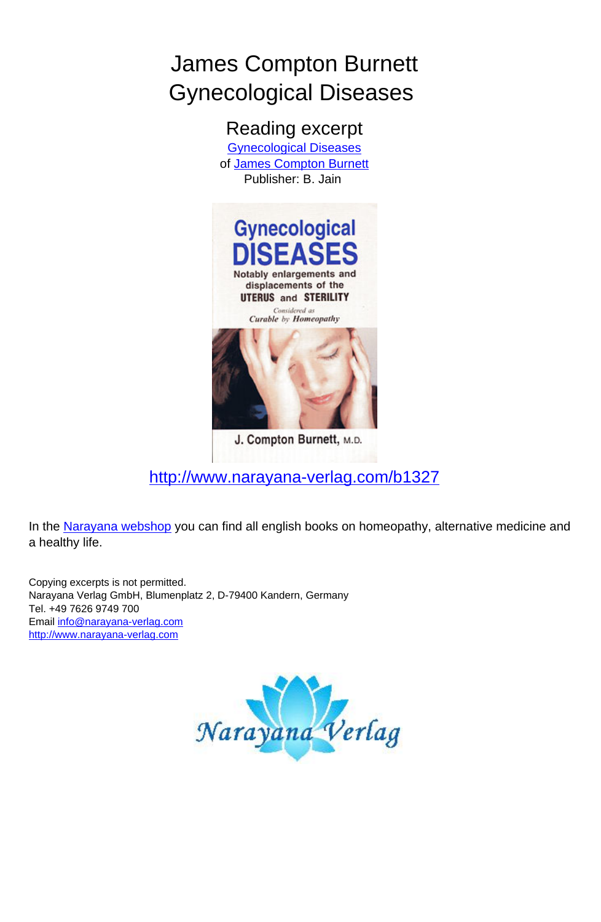# James Compton Burnett
# Gynecological Diseases

## Reading excerpt

Gynecological Diseases
of James Compton Burnett
Publisher: B. Jain

http://www.narayana-verlag.com/b1327

In the Narayana webshop you can find all english books on homeopathy, alternative medicine and a healthy life.

Copying excerpts is not permitted.
Narayana Verlag GmbH, Blumenplatz 2, D-79400 Kandern, Germany
Tel. +49 7626 9749 700
Email info@narayana-verlag.com
http://www.narayana-verlag.com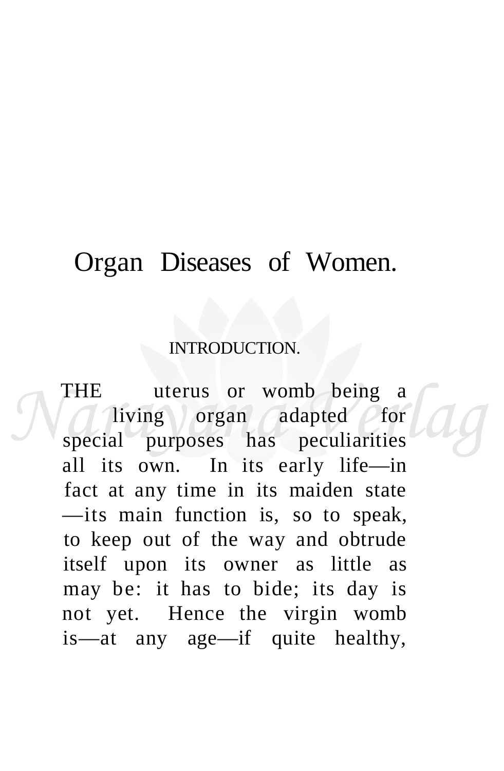# Organ Diseases of Women.

## INTRODUCTION.

THE uterus or womb being a living organ adapted for special purposes has peculiarities all its own. In its early life—in fact at any time in its maiden state—its main function is, so to speak, to keep out of the way and obtrude itself upon its owner as little as may be: it has to bide; its day is not yet. Hence the virgin womb is—at any age—if quite healthy,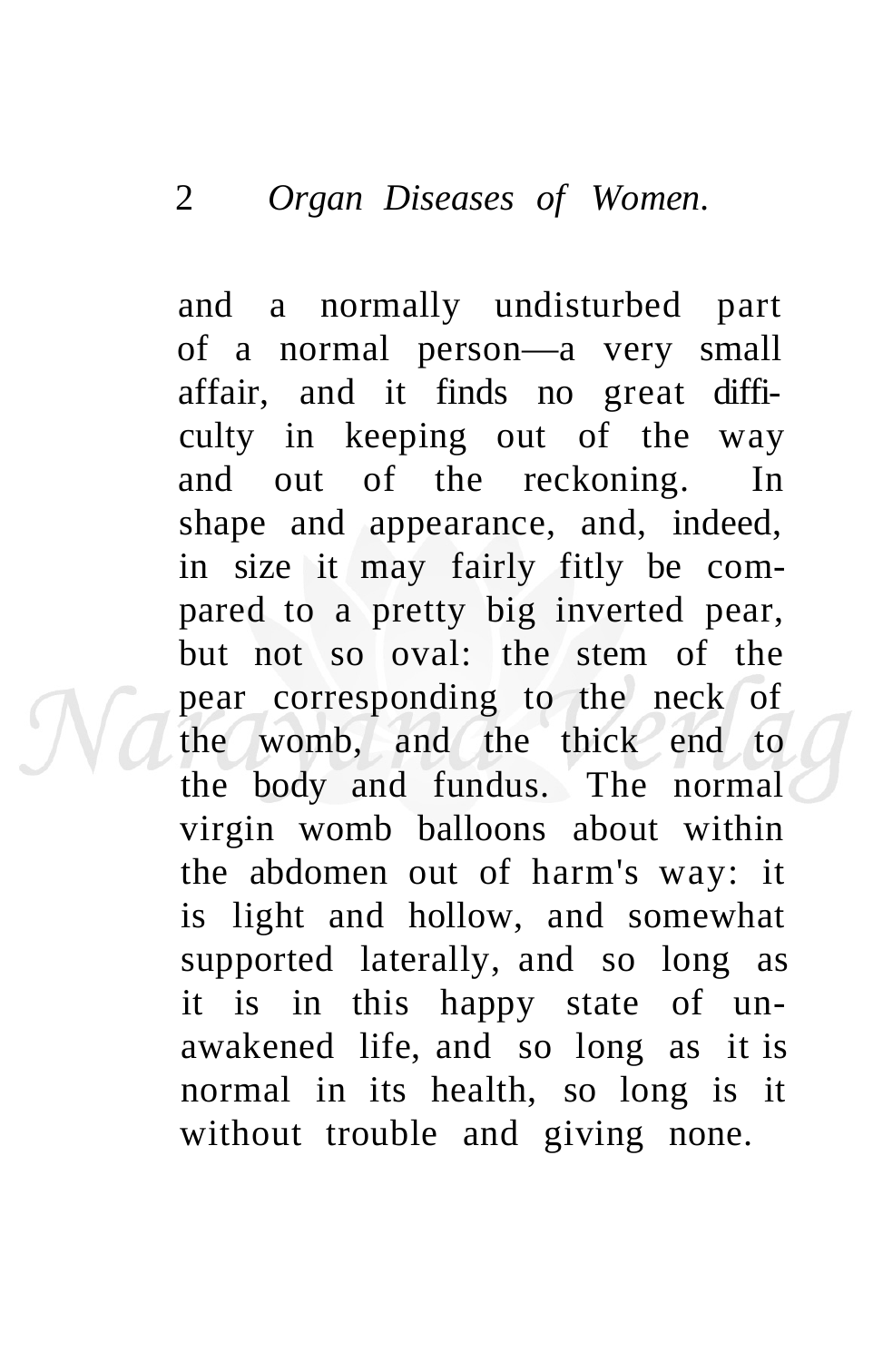and a normally undisturbed part of a normal person—a very small affair, and it finds no great difficulty in keeping out of the way and out of the reckoning. In shape and appearance, and, indeed, in size it may fairly fitly be compared to a pretty big inverted pear, but not so oval: the stem of the pear corresponding to the neck of the womb, and the thick end to the body and fundus. The normal virgin womb balloons about within the abdomen out of harm's way: it is light and hollow, and somewhat supported laterally, and so long as it is in this happy state of unawakened life, and so long as it is normal in its health, so long is it without trouble and giving none.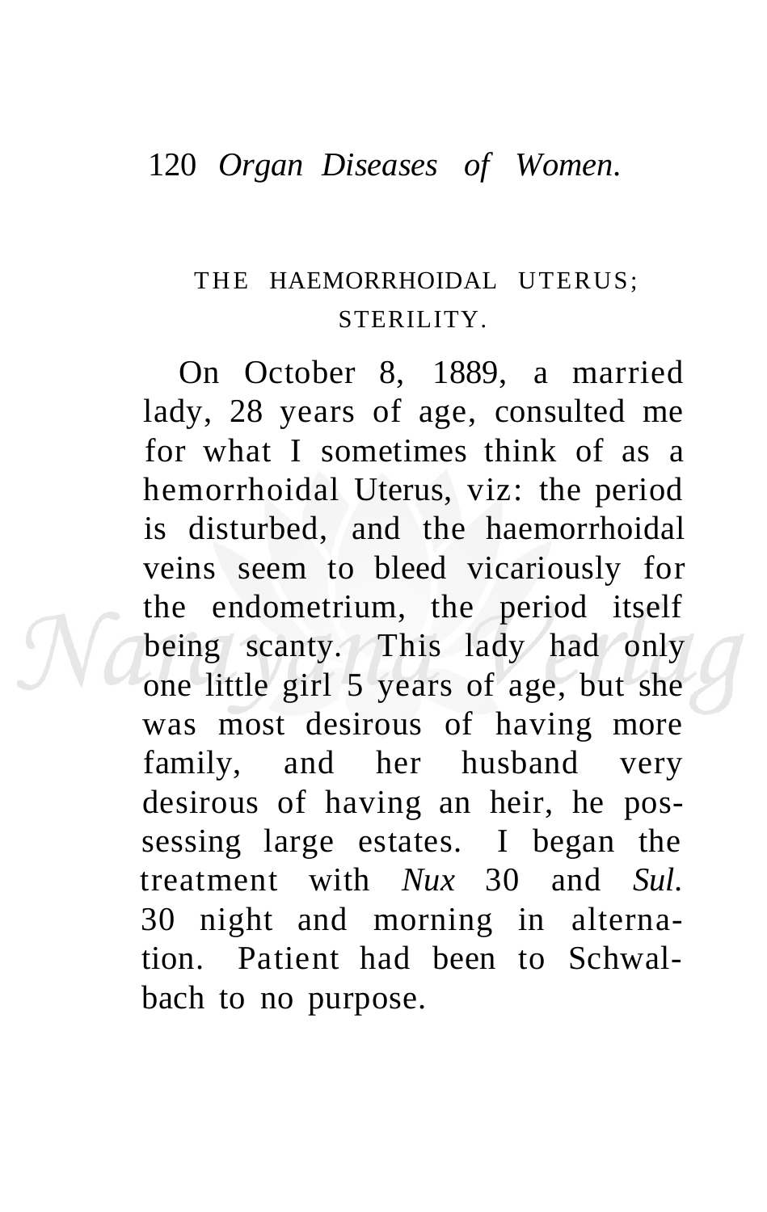## THE HAEMORRHOIDAL UTERUS; STERILITY.

On October 8, 1889, a married lady, 28 years of age, consulted me for what I sometimes think of as a hemorrhoidal Uterus, viz: the period is disturbed, and the haemorrhoidal veins seem to bleed vicariously for the endometrium, the period itself being scanty. This lady had only one little girl 5 years of age, but she was most desirous of having more family, and her husband very desirous of having an heir, he possessing large estates. I began the treatment with *Nux* 30 and *Sul.* 30 night and morning in alternation. Patient had been to Schwalbach to no purpose.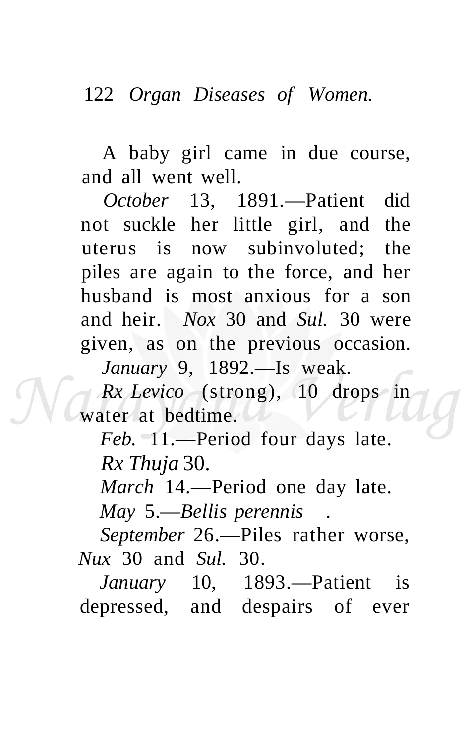A baby girl came in due course, and all went well.

*October* 13, 1891.—Patient did not suckle her little girl, and the uterus is now subinvoluted; the piles are again to the force, and her husband is most anxious for a son and heir. *Nox* 30 and *Sul.* 30 were given, as on the previous occasion.

*January* 9, 1892.—Is weak.

*Rx Levico* (strong), 10 drops in water at bedtime.

*Feb.* 11.—Period four days late.

*Rx Thuja* 30.

*March* 14.—Period one day late.

*May* 5.—*Bellis perennis* .

*September* 26.—Piles rather worse, *Nux* 30 and *Sul.* 30.

*January* 10, 1893.—Patient is depressed, and despairs of ever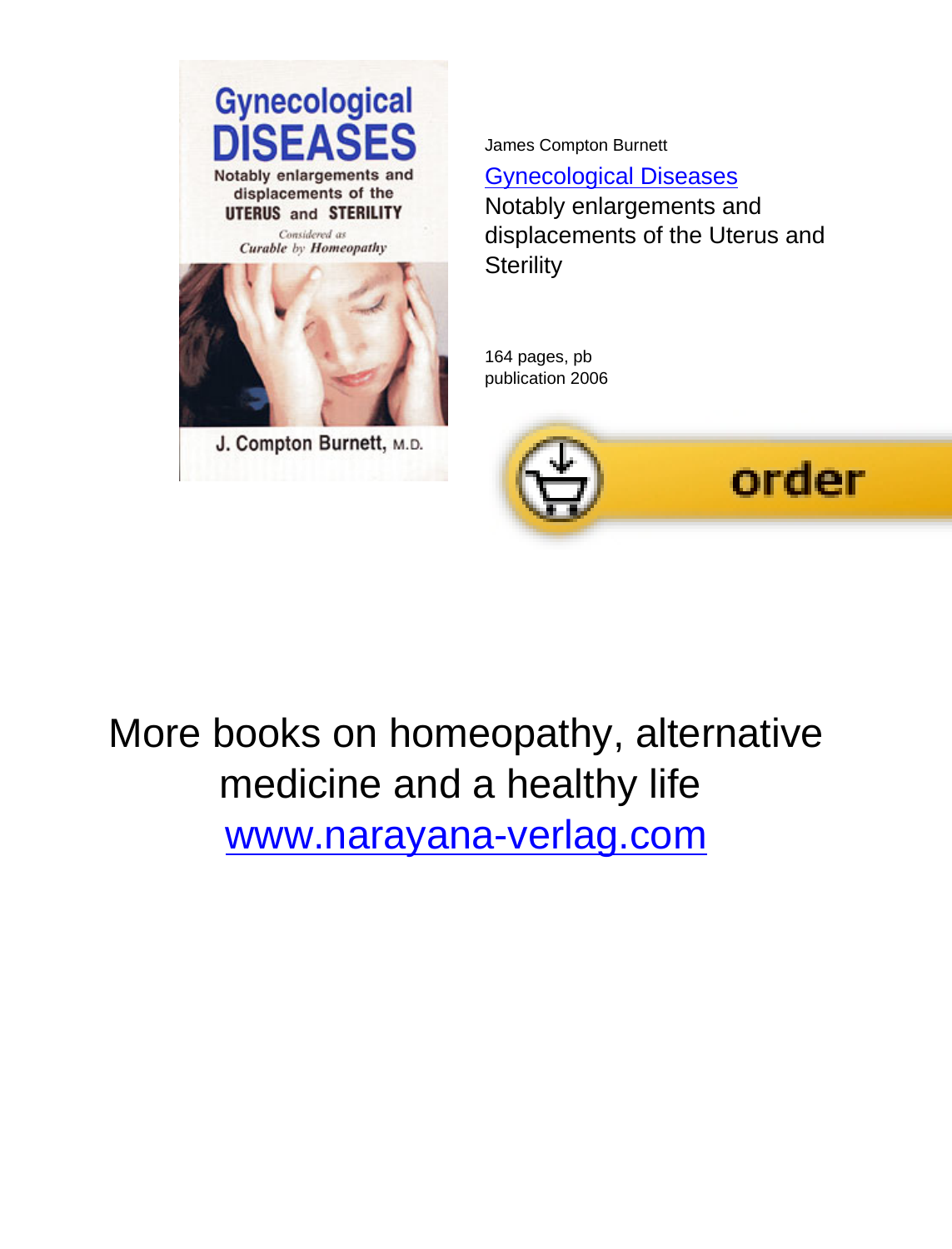James Compton Burnett

[Gynecological Diseases](#)

Notably enlargements and displacements of the Uterus and Sterility

164 pages, pb
publication 2006

order

More books on homeopathy, alternative medicine and a healthy life
[www.narayana-verlag.com](http://www.narayana-verlag.com)